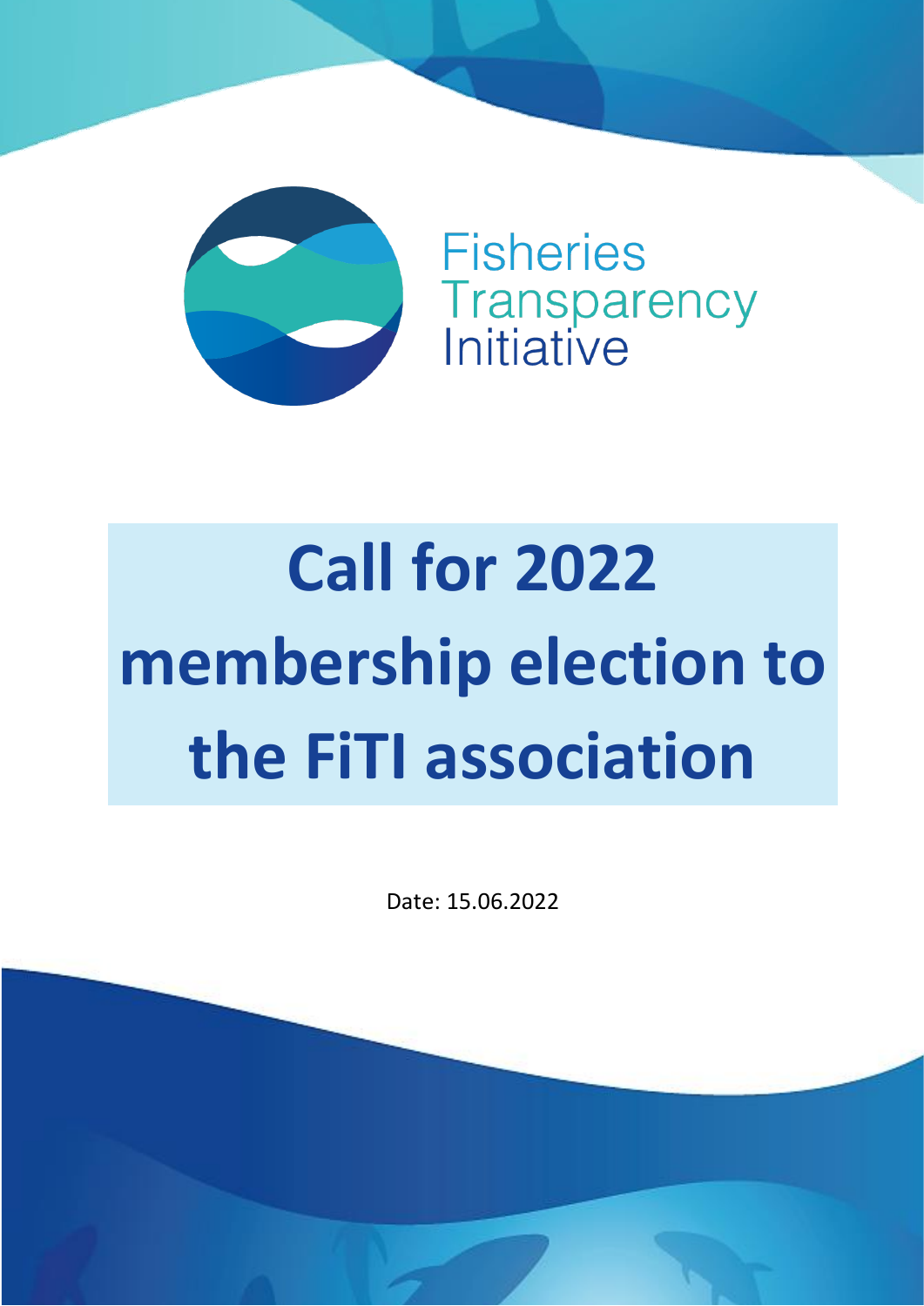Fisheries Transparency Initiative

# Call for 2022 membership election to the FiTI association

Date: 15.06.2022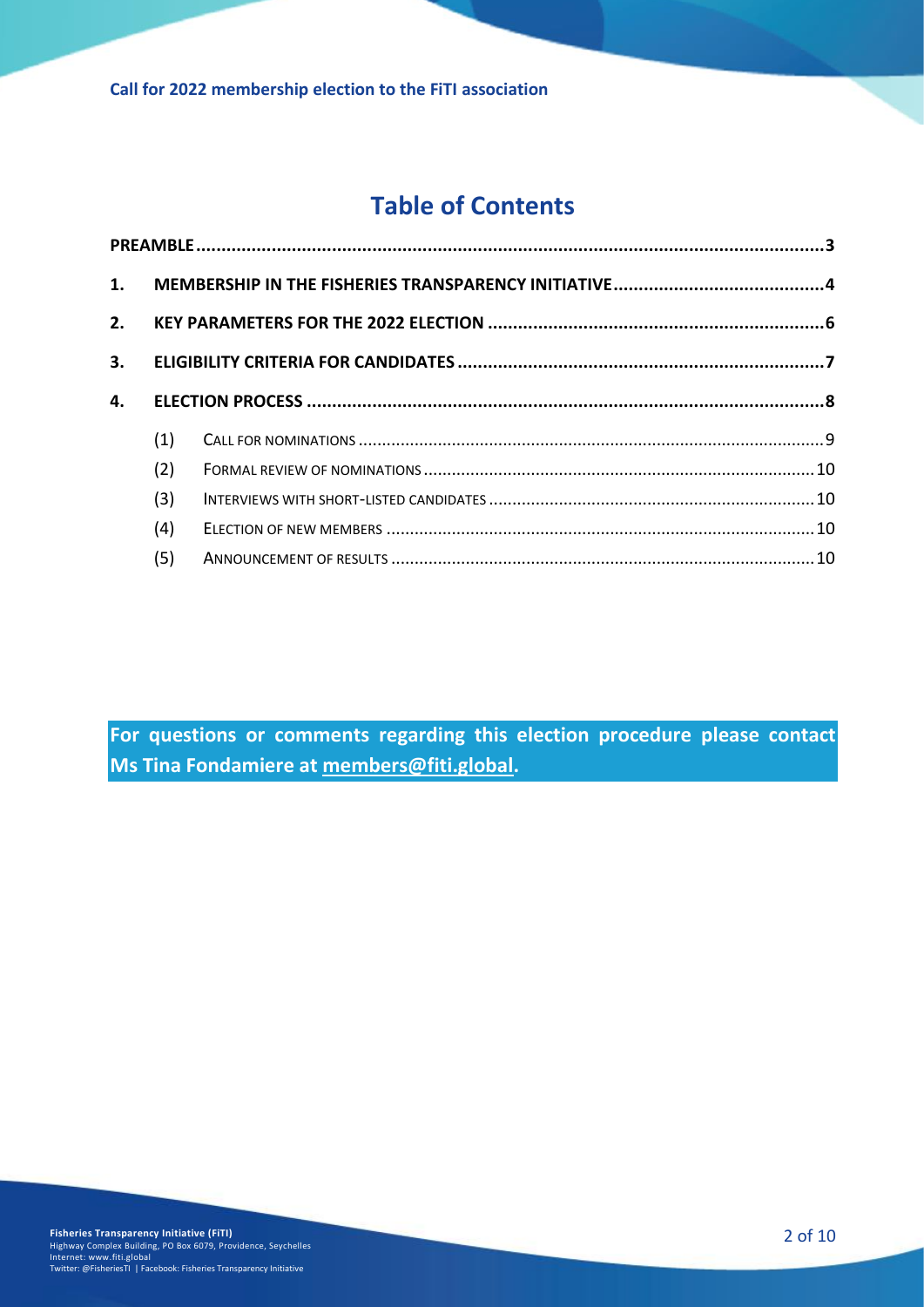# Table of Contents

PREAMBLE ... 3

1. MEMBERSHIP IN THE FISHERIES TRANSPARENCY INITIATIVE ... 4
2. KEY PARAMETERS FOR THE 2022 ELECTION ... 6
3. ELIGIBILITY CRITERIA FOR CANDIDATES ... 7
4. ELECTION PROCESS ... 8
   - (1) CALL FOR NOMINATIONS ... 9
   - (2) FORMAL REVIEW OF NOMINATIONS ... 10
   - (3) INTERVIEWS WITH SHORT-LISTED CANDIDATES ... 10
   - (4) ELECTION OF NEW MEMBERS ... 10
   - (5) ANNOUNCEMENT OF RESULTS ... 10

**For questions or comments regarding this election procedure please contact Ms Tina Fondamiere at members@fiti.global.**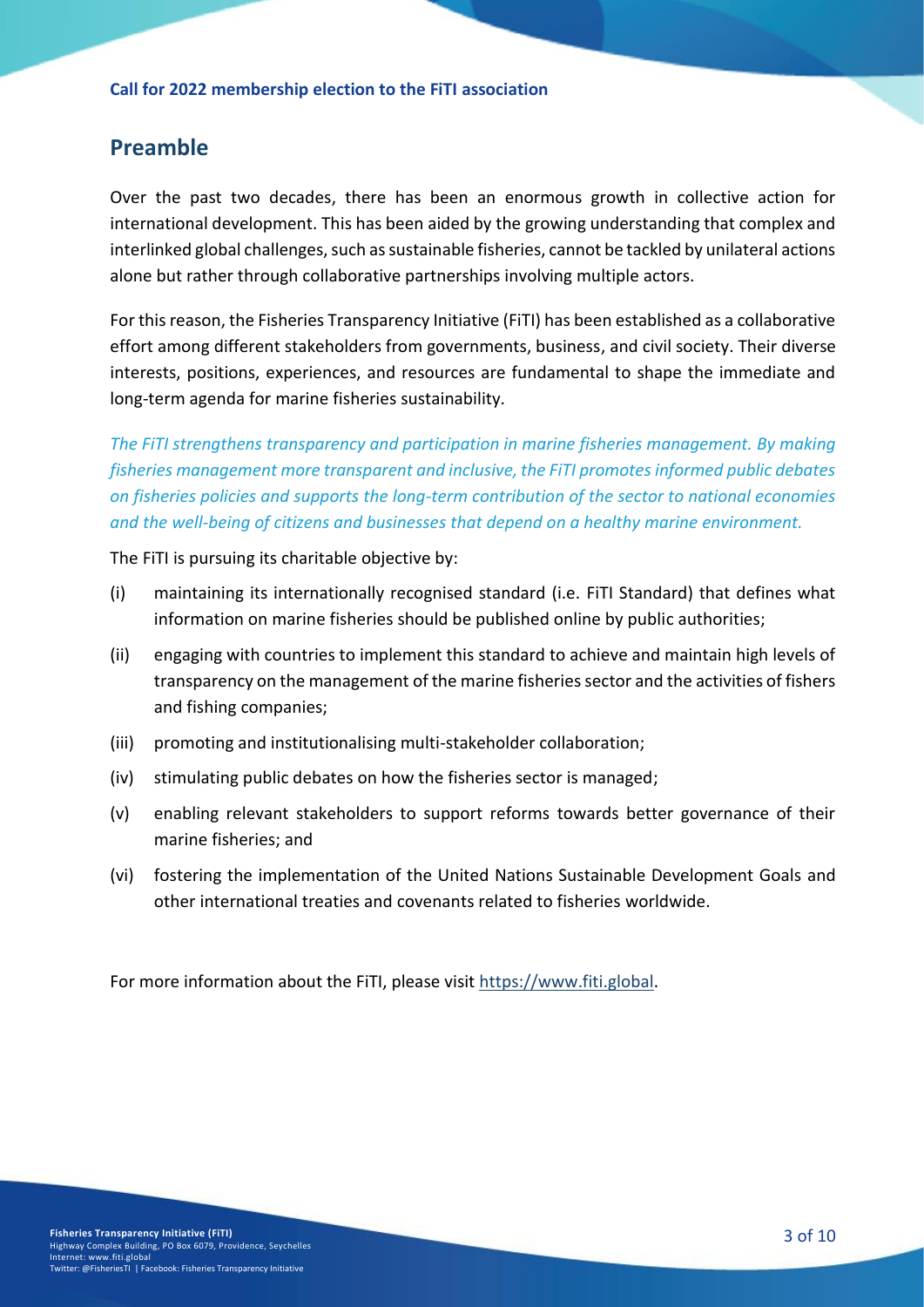## Preamble

Over the past two decades, there has been an enormous growth in collective action for international development. This has been aided by the growing understanding that complex and interlinked global challenges, such as sustainable fisheries, cannot be tackled by unilateral actions alone but rather through collaborative partnerships involving multiple actors.

For this reason, the Fisheries Transparency Initiative (FiTI) has been established as a collaborative effort among different stakeholders from governments, business, and civil society. Their diverse interests, positions, experiences, and resources are fundamental to shape the immediate and long-term agenda for marine fisheries sustainability.

*The FiTI strengthens transparency and participation in marine fisheries management. By making fisheries management more transparent and inclusive, the FiTI promotes informed public debates on fisheries policies and supports the long-term contribution of the sector to national economies and the well-being of citizens and businesses that depend on a healthy marine environment.*

The FiTI is pursuing its charitable objective by:

(i) maintaining its internationally recognised standard (i.e. FiTI Standard) that defines what information on marine fisheries should be published online by public authorities;

(ii) engaging with countries to implement this standard to achieve and maintain high levels of transparency on the management of the marine fisheries sector and the activities of fishers and fishing companies;

(iii) promoting and institutionalising multi-stakeholder collaboration;

(iv) stimulating public debates on how the fisheries sector is managed;

(v) enabling relevant stakeholders to support reforms towards better governance of their marine fisheries; and

(vi) fostering the implementation of the United Nations Sustainable Development Goals and other international treaties and covenants related to fisheries worldwide.

For more information about the FiTI, please visit [https://www.fiti.global](https://www.fiti.global).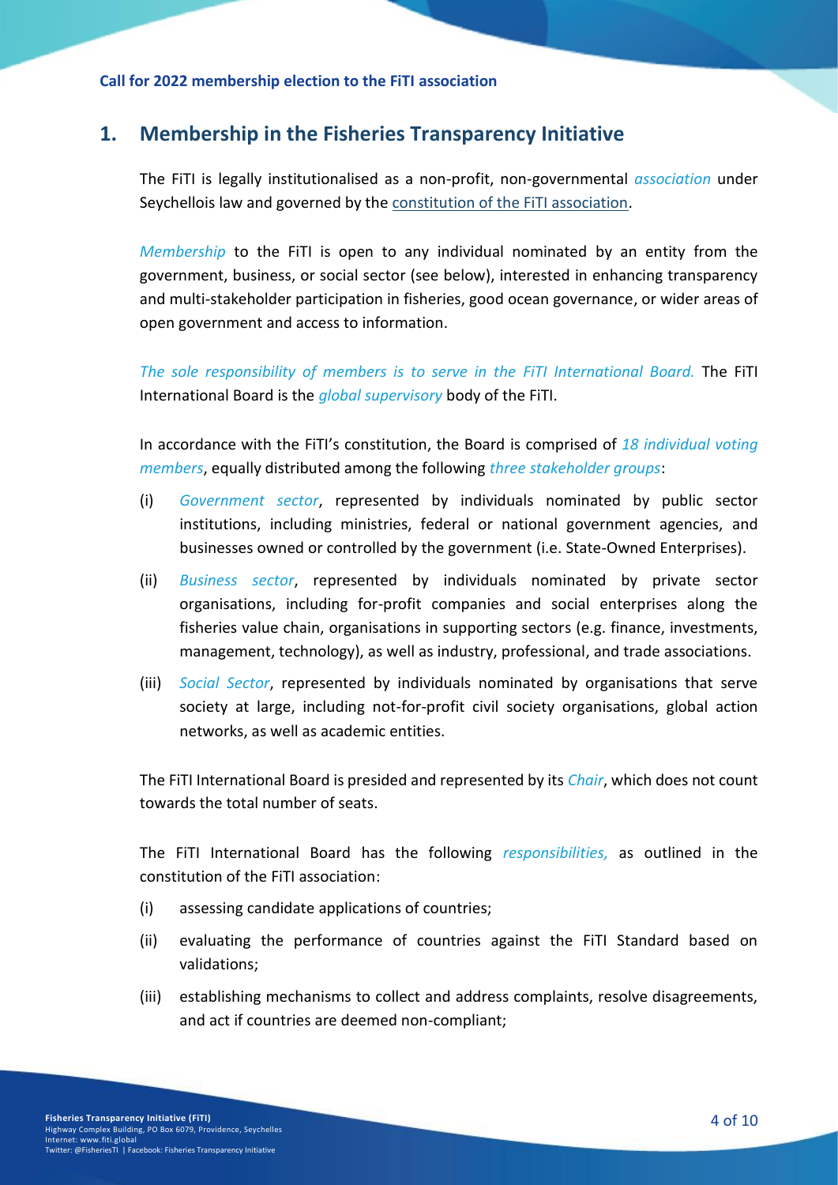## 1. Membership in the Fisheries Transparency Initiative

The FiTI is legally institutionalised as a non-profit, non-governmental *association* under Seychellois law and governed by the constitution of the FiTI association.

*Membership* to the FiTI is open to any individual nominated by an entity from the government, business, or social sector (see below), interested in enhancing transparency and multi-stakeholder participation in fisheries, good ocean governance, or wider areas of open government and access to information.

*The sole responsibility of members is to serve in the FiTI International Board.* The FiTI International Board is the *global supervisory* body of the FiTI.

In accordance with the FiTI's constitution, the Board is comprised of *18 individual voting members*, equally distributed among the following *three stakeholder groups*:

(i) *Government sector*, represented by individuals nominated by public sector institutions, including ministries, federal or national government agencies, and businesses owned or controlled by the government (i.e. State-Owned Enterprises).

(ii) *Business sector*, represented by individuals nominated by private sector organisations, including for-profit companies and social enterprises along the fisheries value chain, organisations in supporting sectors (e.g. finance, investments, management, technology), as well as industry, professional, and trade associations.

(iii) *Social Sector*, represented by individuals nominated by organisations that serve society at large, including not-for-profit civil society organisations, global action networks, as well as academic entities.

The FiTI International Board is presided and represented by its *Chair*, which does not count towards the total number of seats.

The FiTI International Board has the following *responsibilities,* as outlined in the constitution of the FiTI association:

(i) assessing candidate applications of countries;

(ii) evaluating the performance of countries against the FiTI Standard based on validations;

(iii) establishing mechanisms to collect and address complaints, resolve disagreements, and act if countries are deemed non-compliant;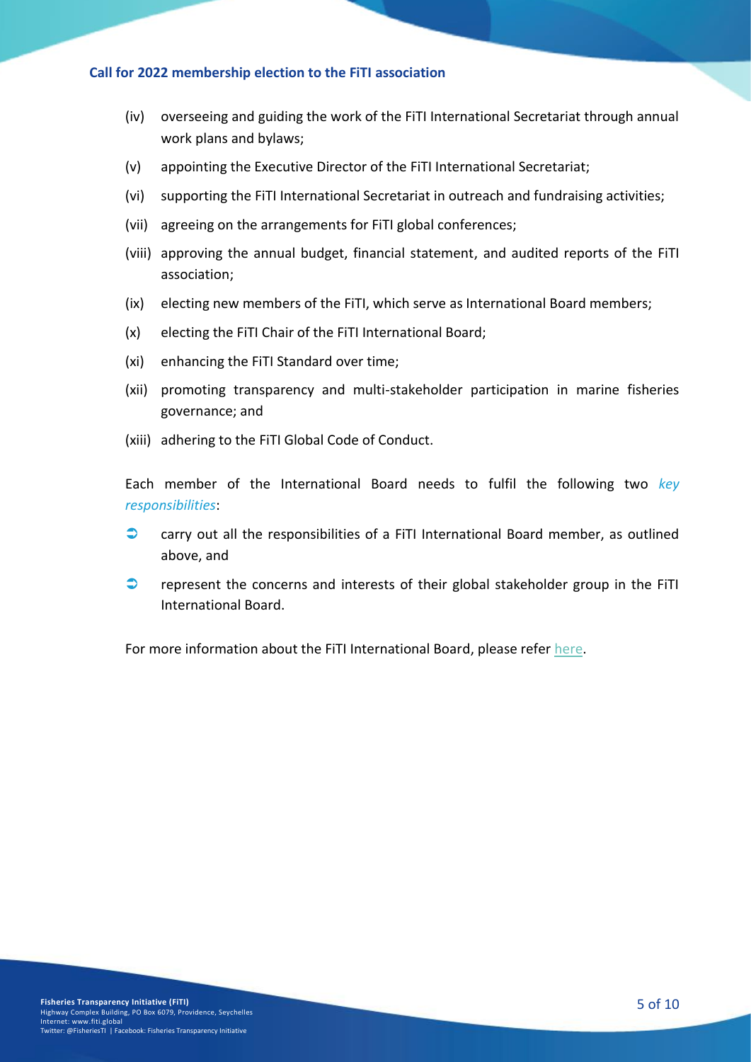(iv) overseeing and guiding the work of the FiTI International Secretariat through annual work plans and bylaws;

(v) appointing the Executive Director of the FiTI International Secretariat;

(vi) supporting the FiTI International Secretariat in outreach and fundraising activities;

(vii) agreeing on the arrangements for FiTI global conferences;

(viii) approving the annual budget, financial statement, and audited reports of the FiTI association;

(ix) electing new members of the FiTI, which serve as International Board members;

(x) electing the FiTI Chair of the FiTI International Board;

(xi) enhancing the FiTI Standard over time;

(xii) promoting transparency and multi-stakeholder participation in marine fisheries governance; and

(xiii) adhering to the FiTI Global Code of Conduct.

Each member of the International Board needs to fulfil the following two *key responsibilities*:

- carry out all the responsibilities of a FiTI International Board member, as outlined above, and
- represent the concerns and interests of their global stakeholder group in the FiTI International Board.

For more information about the FiTI International Board, please refer here.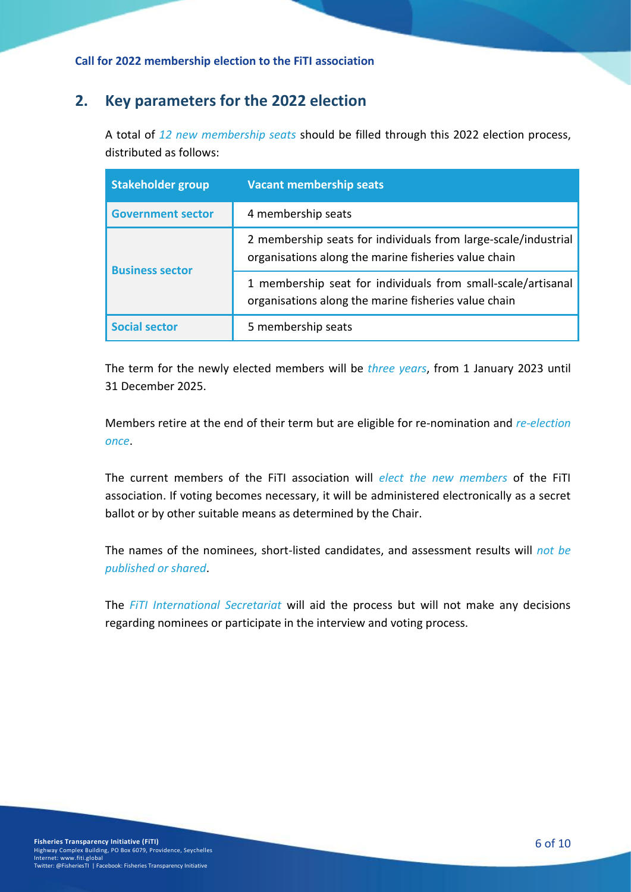## 2. Key parameters for the 2022 election

A total of *12 new membership seats* should be filled through this 2022 election process, distributed as follows:

| Stakeholder group | Vacant membership seats |
|---|---|
| **Government sector** | 4 membership seats |
| **Business sector** | 2 membership seats for individuals from large-scale/industrial organisations along the marine fisheries value chain |
| | 1 membership seat for individuals from small-scale/artisanal organisations along the marine fisheries value chain |
| **Social sector** | 5 membership seats |

The term for the newly elected members will be *three years*, from 1 January 2023 until 31 December 2025.

Members retire at the end of their term but are eligible for re-nomination and *re-election once*.

The current members of the FiTI association will *elect the new members* of the FiTI association. If voting becomes necessary, it will be administered electronically as a secret ballot or by other suitable means as determined by the Chair.

The names of the nominees, short-listed candidates, and assessment results will *not be published or shared*.

The *FiTI International Secretariat* will aid the process but will not make any decisions regarding nominees or participate in the interview and voting process.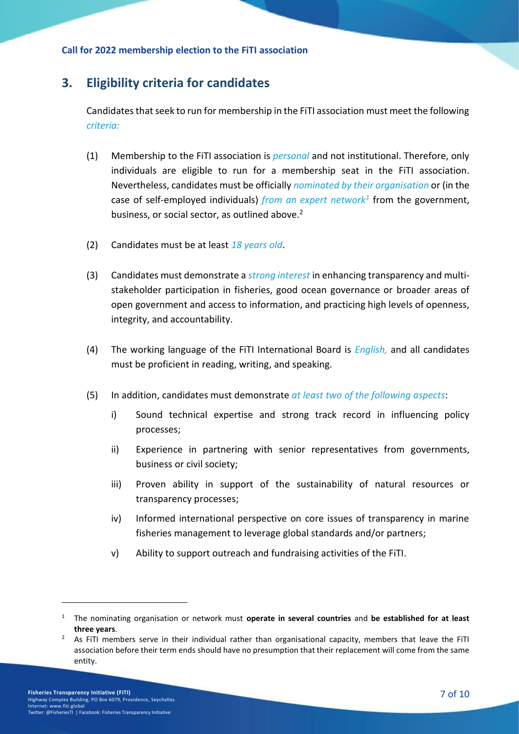## 3. Eligibility criteria for candidates

Candidates that seek to run for membership in the FiTI association must meet the following *criteria:*

(1) Membership to the FiTI association is *personal* and not institutional. Therefore, only individuals are eligible to run for a membership seat in the FiTI association. Nevertheless, candidates must be officially *nominated by their organisation* or (in the case of self-employed individuals) *from an expert network*[1] from the government, business, or social sector, as outlined above.[2]

(2) Candidates must be at least *18 years old*.

(3) Candidates must demonstrate a *strong interest* in enhancing transparency and multi-stakeholder participation in fisheries, good ocean governance or broader areas of open government and access to information, and practicing high levels of openness, integrity, and accountability.

(4) The working language of the FiTI International Board is *English,* and all candidates must be proficient in reading, writing, and speaking.

(5) In addition, candidates must demonstrate *at least two of the following aspects*:

  i) Sound technical expertise and strong track record in influencing policy processes;

  ii) Experience in partnering with senior representatives from governments, business or civil society;

  iii) Proven ability in support of the sustainability of natural resources or transparency processes;

  iv) Informed international perspective on core issues of transparency in marine fisheries management to leverage global standards and/or partners;

  v) Ability to support outreach and fundraising activities of the FiTI.

---

[1] The nominating organisation or network must **operate in several countries** and **be established for at least three years**.

[2] As FiTI members serve in their individual rather than organisational capacity, members that leave the FiTI association before their term ends should have no presumption that their replacement will come from the same entity.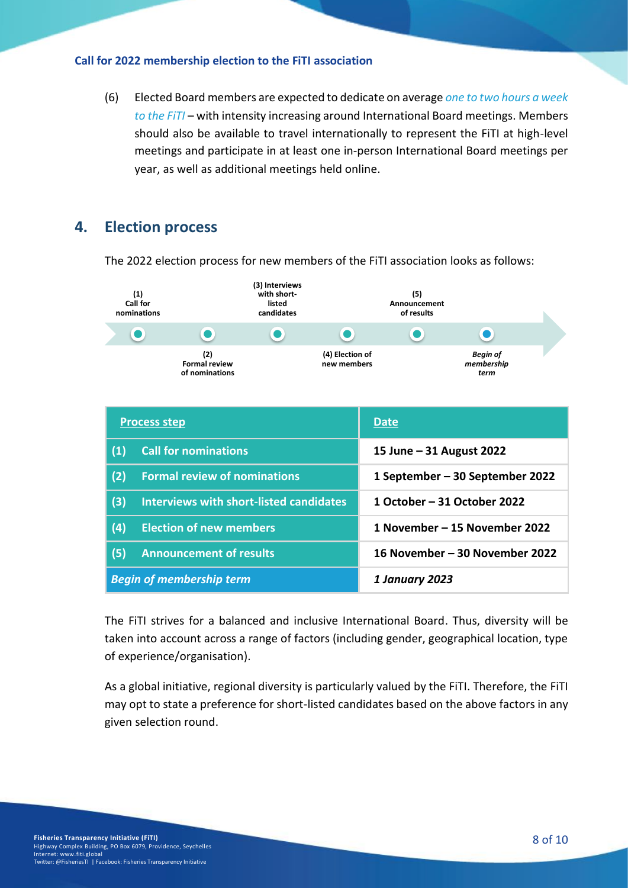(6) Elected Board members are expected to dedicate on average *one to two hours a week to the FiTI* – with intensity increasing around International Board meetings. Members should also be available to travel internationally to represent the FiTI at high-level meetings and participate in at least one in-person International Board meetings per year, as well as additional meetings held online.

## 4. Election process

The 2022 election process for new members of the FiTI association looks as follows:

(1) Call for nominations → (2) Formal review of nominations → (3) Interviews with short-listed candidates → (4) Election of new members → (5) Announcement of results → *Begin of membership term*

| Process step | Date |
|---|---|
| (1) Call for nominations | 15 June – 31 August 2022 |
| (2) Formal review of nominations | 1 September – 30 September 2022 |
| (3) Interviews with short-listed candidates | 1 October – 31 October 2022 |
| (4) Election of new members | 1 November – 15 November 2022 |
| (5) Announcement of results | 16 November – 30 November 2022 |
| *Begin of membership term* | *1 January 2023* |

The FiTI strives for a balanced and inclusive International Board. Thus, diversity will be taken into account across a range of factors (including gender, geographical location, type of experience/organisation).

As a global initiative, regional diversity is particularly valued by the FiTI. Therefore, the FiTI may opt to state a preference for short-listed candidates based on the above factors in any given selection round.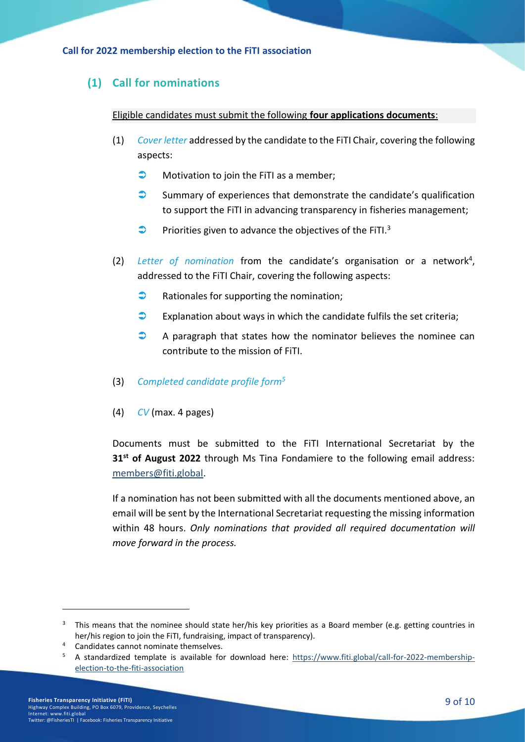## (1) Call for nominations

Eligible candidates must submit the following **four applications documents**:

(1) *Cover letter* addressed by the candidate to the FiTI Chair, covering the following aspects:

- Motivation to join the FiTI as a member;
- Summary of experiences that demonstrate the candidate's qualification to support the FiTI in advancing transparency in fisheries management;
- Priorities given to advance the objectives of the FiTI.[3]

(2) *Letter of nomination* from the candidate's organisation or a network[4], addressed to the FiTI Chair, covering the following aspects:

- Rationales for supporting the nomination;
- Explanation about ways in which the candidate fulfils the set criteria;
- A paragraph that states how the nominator believes the nominee can contribute to the mission of FiTI.

(3) *Completed candidate profile form*[5]

(4) *CV* (max. 4 pages)

Documents must be submitted to the FiTI International Secretariat by the **31st of August 2022** through Ms Tina Fondamiere to the following email address: members@fiti.global.

If a nomination has not been submitted with all the documents mentioned above, an email will be sent by the International Secretariat requesting the missing information within 48 hours. *Only nominations that provided all required documentation will move forward in the process.*

---

[3] This means that the nominee should state her/his key priorities as a Board member (e.g. getting countries in her/his region to join the FiTI, fundraising, impact of transparency).

[4] Candidates cannot nominate themselves.

[5] A standardized template is available for download here: https://www.fiti.global/call-for-2022-membership-election-to-the-fiti-association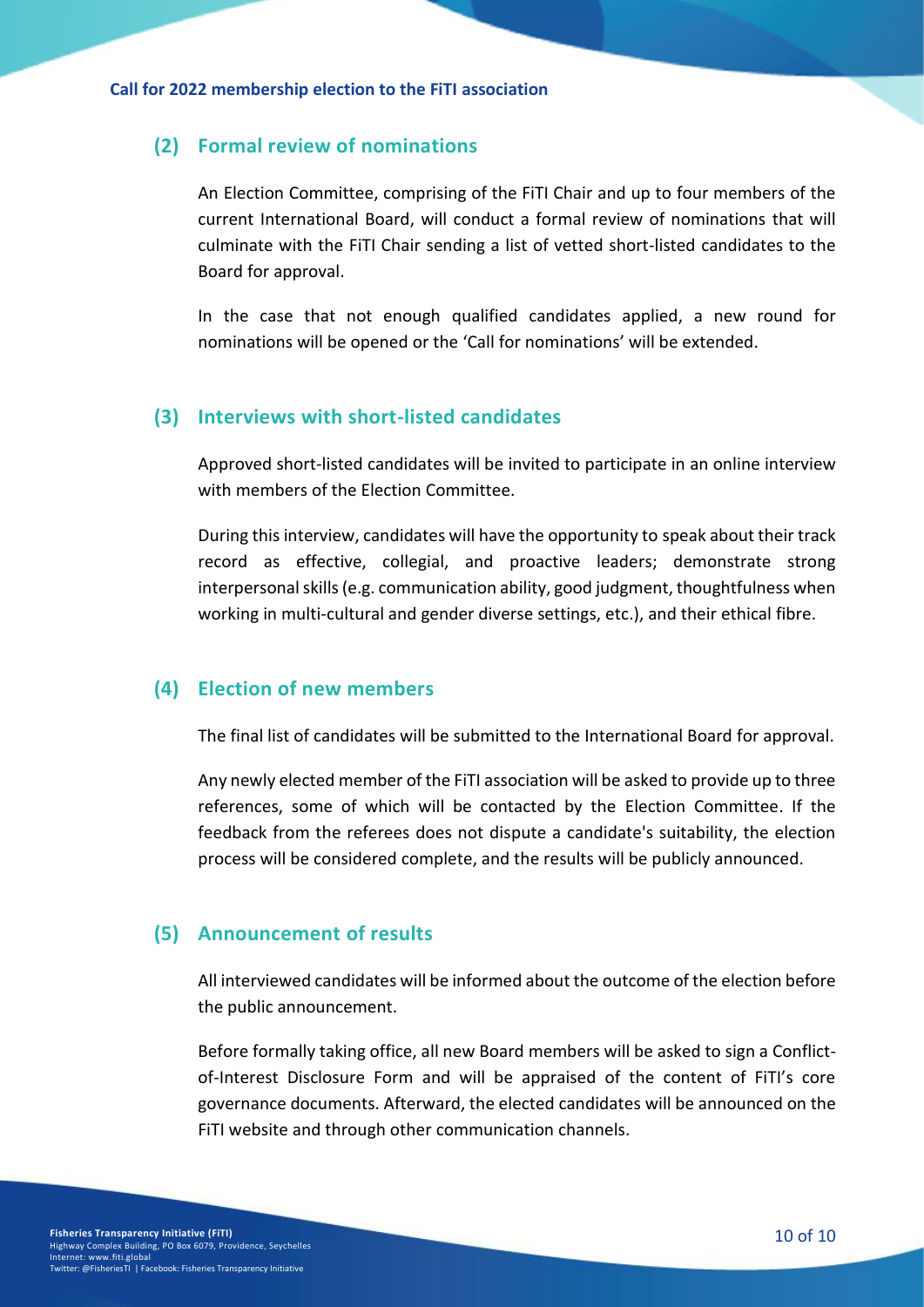## (2) Formal review of nominations

An Election Committee, comprising of the FiTI Chair and up to four members of the current International Board, will conduct a formal review of nominations that will culminate with the FiTI Chair sending a list of vetted short-listed candidates to the Board for approval.

In the case that not enough qualified candidates applied, a new round for nominations will be opened or the 'Call for nominations' will be extended.

## (3) Interviews with short-listed candidates

Approved short-listed candidates will be invited to participate in an online interview with members of the Election Committee.

During this interview, candidates will have the opportunity to speak about their track record as effective, collegial, and proactive leaders; demonstrate strong interpersonal skills (e.g. communication ability, good judgment, thoughtfulness when working in multi-cultural and gender diverse settings, etc.), and their ethical fibre.

## (4) Election of new members

The final list of candidates will be submitted to the International Board for approval.

Any newly elected member of the FiTI association will be asked to provide up to three references, some of which will be contacted by the Election Committee. If the feedback from the referees does not dispute a candidate's suitability, the election process will be considered complete, and the results will be publicly announced.

## (5) Announcement of results

All interviewed candidates will be informed about the outcome of the election before the public announcement.

Before formally taking office, all new Board members will be asked to sign a Conflict-of-Interest Disclosure Form and will be appraised of the content of FiTI's core governance documents. Afterward, the elected candidates will be announced on the FiTI website and through other communication channels.